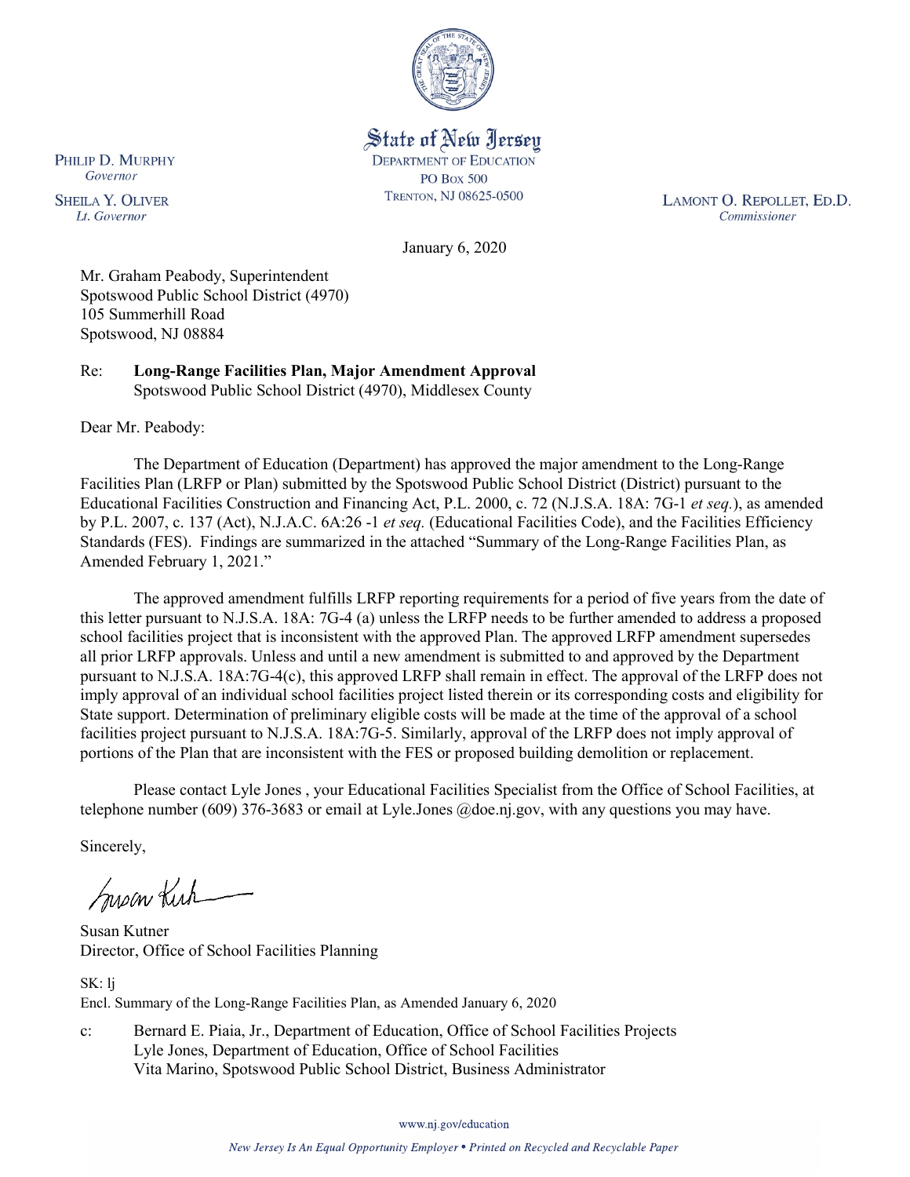State of New Jersey
DEPARTMENT OF EDUCATION
PO Box 500
TRENTON, NJ 08625-0500

PHILIP D. MURPHY
*Governor*

SHEILA Y. OLIVER
*Lt. Governor*

LAMONT O. REPOLLET, ED.D.
*Commissioner*

January 6, 2020

Mr. Graham Peabody, Superintendent
Spotswood Public School District (4970)
105 Summerhill Road
Spotswood, NJ 08884

Re: **Long-Range Facilities Plan, Major Amendment Approval**
Spotswood Public School District (4970), Middlesex County

Dear Mr. Peabody:

The Department of Education (Department) has approved the major amendment to the Long-Range Facilities Plan (LRFP or Plan) submitted by the Spotswood Public School District (District) pursuant to the Educational Facilities Construction and Financing Act, P.L. 2000, c. 72 (N.J.S.A. 18A: 7G-1 *et seq.*), as amended by P.L. 2007, c. 137 (Act), N.J.A.C. 6A:26 -1 *et seq.* (Educational Facilities Code), and the Facilities Efficiency Standards (FES). Findings are summarized in the attached "Summary of the Long-Range Facilities Plan, as Amended February 1, 2021."

The approved amendment fulfills LRFP reporting requirements for a period of five years from the date of this letter pursuant to N.J.S.A. 18A: 7G-4 (a) unless the LRFP needs to be further amended to address a proposed school facilities project that is inconsistent with the approved Plan. The approved LRFP amendment supersedes all prior LRFP approvals. Unless and until a new amendment is submitted to and approved by the Department pursuant to N.J.S.A. 18A:7G-4(c), this approved LRFP shall remain in effect. The approval of the LRFP does not imply approval of an individual school facilities project listed therein or its corresponding costs and eligibility for State support. Determination of preliminary eligible costs will be made at the time of the approval of a school facilities project pursuant to N.J.S.A. 18A:7G-5. Similarly, approval of the LRFP does not imply approval of portions of the Plan that are inconsistent with the FES or proposed building demolition or replacement.

Please contact Lyle Jones , your Educational Facilities Specialist from the Office of School Facilities, at telephone number (609) 376-3683 or email at Lyle.Jones @doe.nj.gov, with any questions you may have.

Sincerely,

Susan Kutner
Director, Office of School Facilities Planning

SK: lj
Encl. Summary of the Long-Range Facilities Plan, as Amended January 6, 2020

c: Bernard E. Piaia, Jr., Department of Education, Office of School Facilities Projects
Lyle Jones, Department of Education, Office of School Facilities
Vita Marino, Spotswood Public School District, Business Administrator

www.nj.gov/education

*New Jersey Is An Equal Opportunity Employer • Printed on Recycled and Recyclable Paper*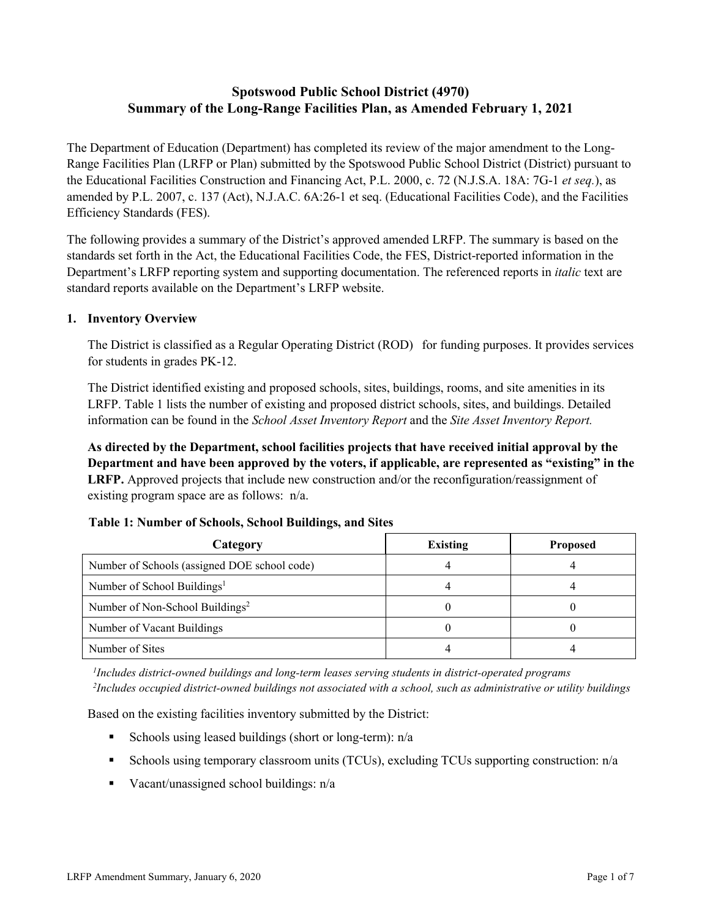# Spotswood Public School District (4970)
# Summary of the Long-Range Facilities Plan, as Amended February 1, 2021

The Department of Education (Department) has completed its review of the major amendment to the Long-Range Facilities Plan (LRFP or Plan) submitted by the Spotswood Public School District (District) pursuant to the Educational Facilities Construction and Financing Act, P.L. 2000, c. 72 (N.J.S.A. 18A: 7G-1 *et seq.*), as amended by P.L. 2007, c. 137 (Act), N.J.A.C. 6A:26-1 et seq. (Educational Facilities Code), and the Facilities Efficiency Standards (FES).

The following provides a summary of the District's approved amended LRFP. The summary is based on the standards set forth in the Act, the Educational Facilities Code, the FES, District-reported information in the Department's LRFP reporting system and supporting documentation. The referenced reports in *italic* text are standard reports available on the Department's LRFP website.

## 1. Inventory Overview

The District is classified as a Regular Operating District (ROD) for funding purposes. It provides services for students in grades PK-12.

The District identified existing and proposed schools, sites, buildings, rooms, and site amenities in its LRFP. Table 1 lists the number of existing and proposed district schools, sites, and buildings. Detailed information can be found in the *School Asset Inventory Report* and the *Site Asset Inventory Report.*

**As directed by the Department, school facilities projects that have received initial approval by the Department and have been approved by the voters, if applicable, are represented as "existing" in the LRFP.** Approved projects that include new construction and/or the reconfiguration/reassignment of existing program space are as follows: n/a.

**Table 1: Number of Schools, School Buildings, and Sites**

| Category | Existing | Proposed |
|---|---|---|
| Number of Schools (assigned DOE school code) | 4 | 4 |
| Number of School Buildings[1] | 4 | 4 |
| Number of Non-School Buildings[2] | 0 | 0 |
| Number of Vacant Buildings | 0 | 0 |
| Number of Sites | 4 | 4 |

*[1]Includes district-owned buildings and long-term leases serving students in district-operated programs*
*[2]Includes occupied district-owned buildings not associated with a school, such as administrative or utility buildings*

Based on the existing facilities inventory submitted by the District:

- Schools using leased buildings (short or long-term): n/a
- Schools using temporary classroom units (TCUs), excluding TCUs supporting construction: n/a
- Vacant/unassigned school buildings: n/a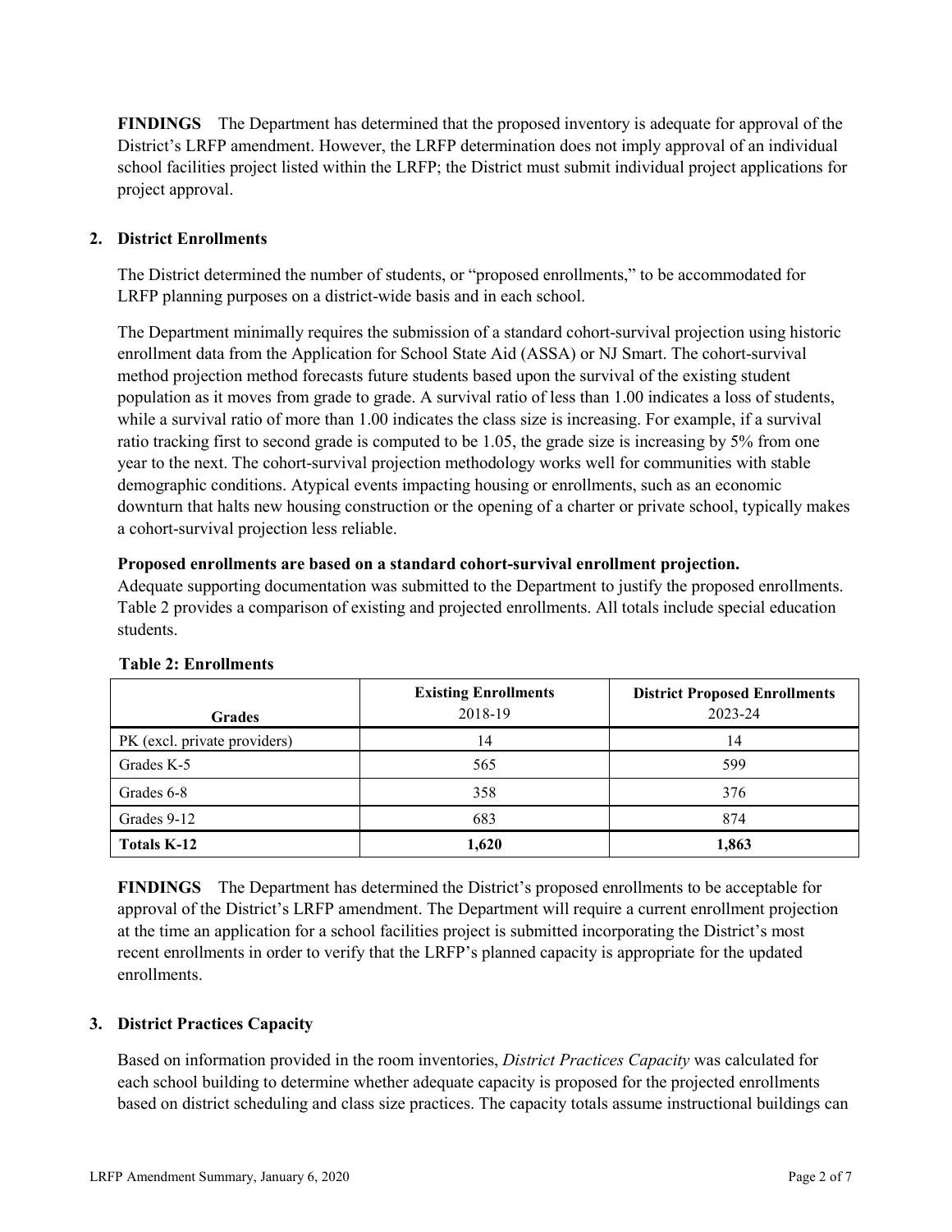**FINDINGS** The Department has determined that the proposed inventory is adequate for approval of the District's LRFP amendment. However, the LRFP determination does not imply approval of an individual school facilities project listed within the LRFP; the District must submit individual project applications for project approval.

## 2. District Enrollments

The District determined the number of students, or "proposed enrollments," to be accommodated for LRFP planning purposes on a district-wide basis and in each school.

The Department minimally requires the submission of a standard cohort-survival projection using historic enrollment data from the Application for School State Aid (ASSA) or NJ Smart. The cohort-survival method projection method forecasts future students based upon the survival of the existing student population as it moves from grade to grade. A survival ratio of less than 1.00 indicates a loss of students, while a survival ratio of more than 1.00 indicates the class size is increasing. For example, if a survival ratio tracking first to second grade is computed to be 1.05, the grade size is increasing by 5% from one year to the next. The cohort-survival projection methodology works well for communities with stable demographic conditions. Atypical events impacting housing or enrollments, such as an economic downturn that halts new housing construction or the opening of a charter or private school, typically makes a cohort-survival projection less reliable.

**Proposed enrollments are based on a standard cohort-survival enrollment projection.**
Adequate supporting documentation was submitted to the Department to justify the proposed enrollments. Table 2 provides a comparison of existing and projected enrollments. All totals include special education students.

**Table 2: Enrollments**

| Grades | Existing Enrollments 2018-19 | District Proposed Enrollments 2023-24 |
|---|---|---|
| PK (excl. private providers) | 14 | 14 |
| Grades K-5 | 565 | 599 |
| Grades 6-8 | 358 | 376 |
| Grades 9-12 | 683 | 874 |
| **Totals K-12** | **1,620** | **1,863** |

**FINDINGS** The Department has determined the District's proposed enrollments to be acceptable for approval of the District's LRFP amendment. The Department will require a current enrollment projection at the time an application for a school facilities project is submitted incorporating the District's most recent enrollments in order to verify that the LRFP's planned capacity is appropriate for the updated enrollments.

## 3. District Practices Capacity

Based on information provided in the room inventories, *District Practices Capacity* was calculated for each school building to determine whether adequate capacity is proposed for the projected enrollments based on district scheduling and class size practices. The capacity totals assume instructional buildings can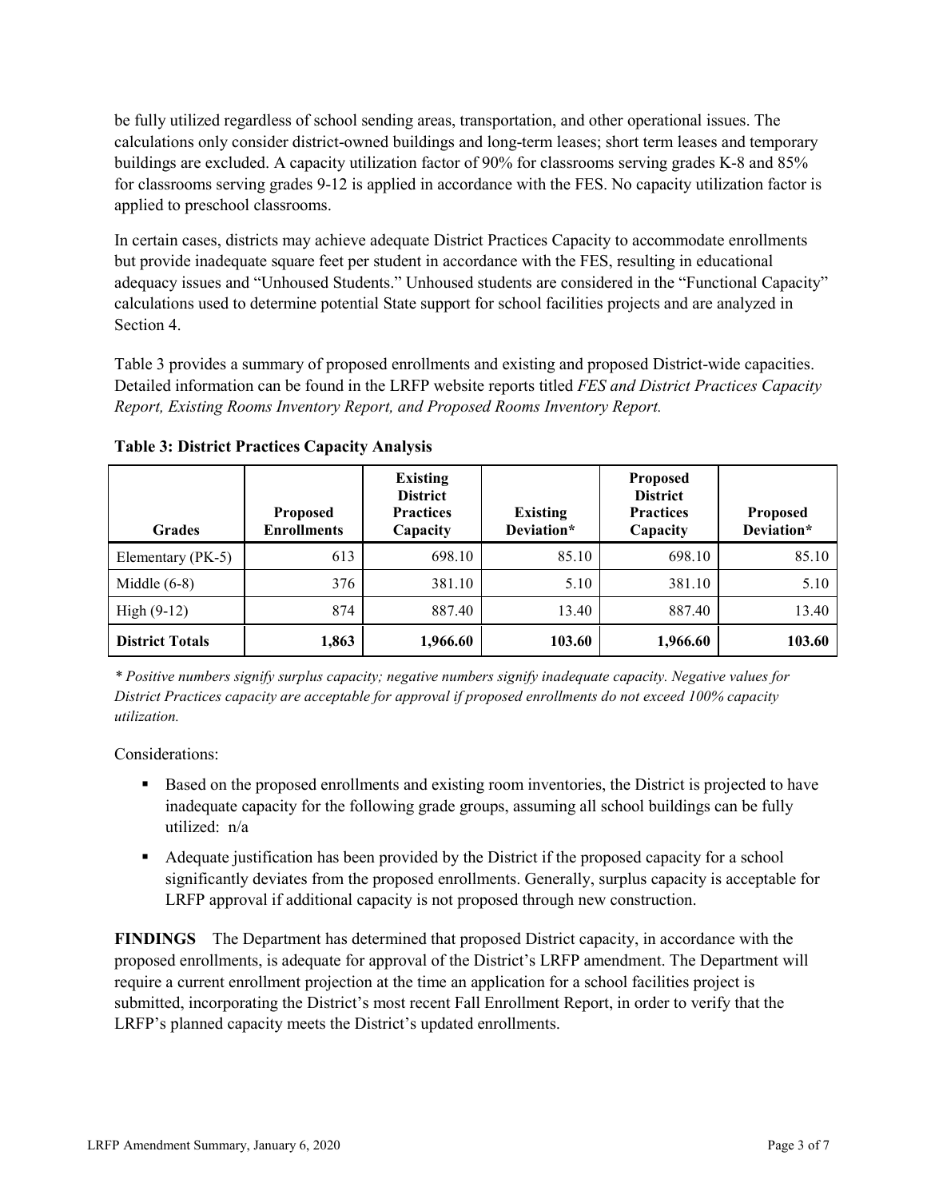be fully utilized regardless of school sending areas, transportation, and other operational issues. The calculations only consider district-owned buildings and long-term leases; short term leases and temporary buildings are excluded. A capacity utilization factor of 90% for classrooms serving grades K-8 and 85% for classrooms serving grades 9-12 is applied in accordance with the FES. No capacity utilization factor is applied to preschool classrooms.

In certain cases, districts may achieve adequate District Practices Capacity to accommodate enrollments but provide inadequate square feet per student in accordance with the FES, resulting in educational adequacy issues and "Unhoused Students." Unhoused students are considered in the "Functional Capacity" calculations used to determine potential State support for school facilities projects and are analyzed in Section 4.

Table 3 provides a summary of proposed enrollments and existing and proposed District-wide capacities. Detailed information can be found in the LRFP website reports titled *FES and District Practices Capacity Report, Existing Rooms Inventory Report, and Proposed Rooms Inventory Report.*

**Table 3: District Practices Capacity Analysis**

| Grades | Proposed Enrollments | Existing District Practices Capacity | Existing Deviation* | Proposed District Practices Capacity | Proposed Deviation* |
|---|---|---|---|---|---|
| Elementary (PK-5) | 613 | 698.10 | 85.10 | 698.10 | 85.10 |
| Middle (6-8) | 376 | 381.10 | 5.10 | 381.10 | 5.10 |
| High (9-12) | 874 | 887.40 | 13.40 | 887.40 | 13.40 |
| **District Totals** | **1,863** | **1,966.60** | **103.60** | **1,966.60** | **103.60** |

*\* Positive numbers signify surplus capacity; negative numbers signify inadequate capacity. Negative values for District Practices capacity are acceptable for approval if proposed enrollments do not exceed 100% capacity utilization.*

Considerations:

- Based on the proposed enrollments and existing room inventories, the District is projected to have inadequate capacity for the following grade groups, assuming all school buildings can be fully utilized: n/a
- Adequate justification has been provided by the District if the proposed capacity for a school significantly deviates from the proposed enrollments. Generally, surplus capacity is acceptable for LRFP approval if additional capacity is not proposed through new construction.

**FINDINGS** The Department has determined that proposed District capacity, in accordance with the proposed enrollments, is adequate for approval of the District's LRFP amendment. The Department will require a current enrollment projection at the time an application for a school facilities project is submitted, incorporating the District's most recent Fall Enrollment Report, in order to verify that the LRFP's planned capacity meets the District's updated enrollments.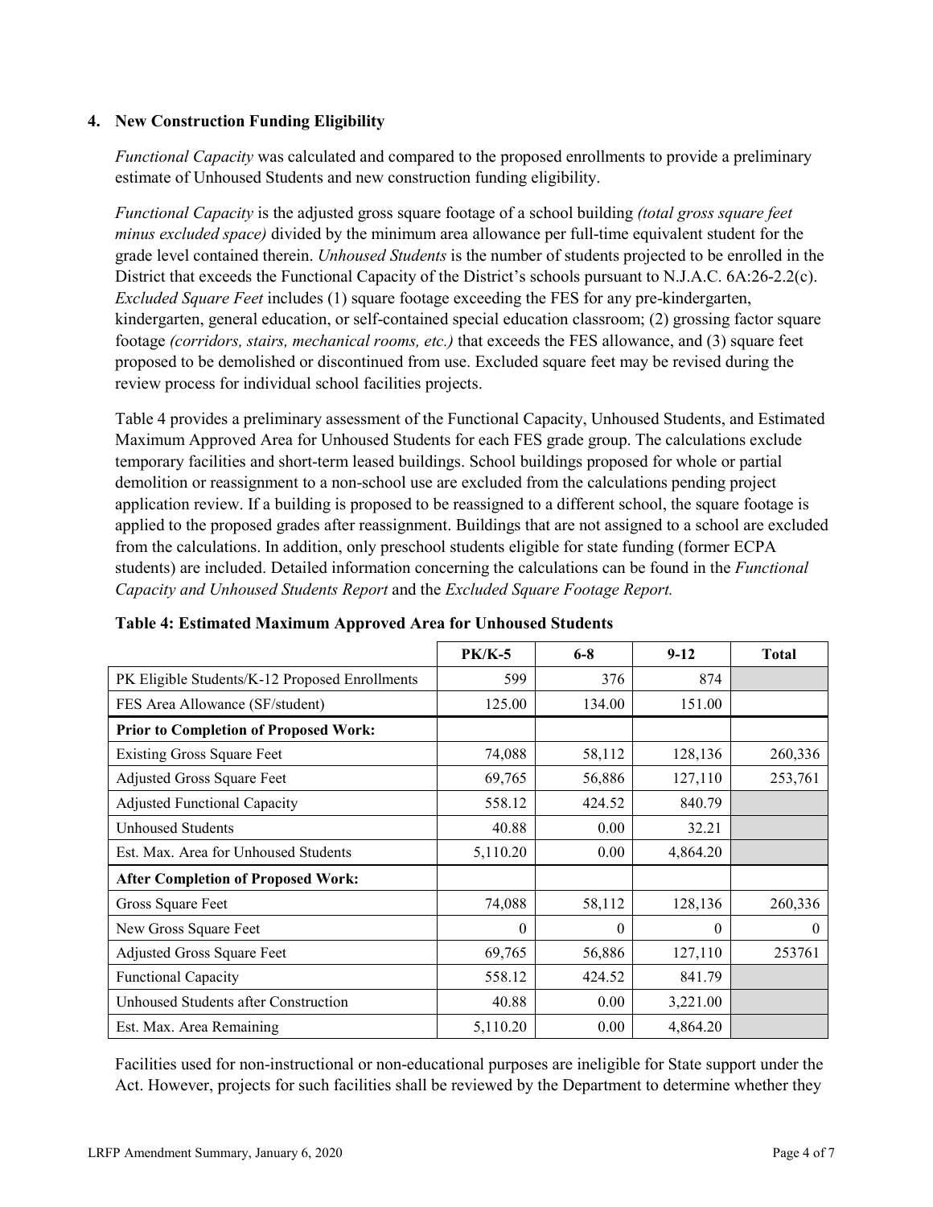### 4. New Construction Funding Eligibility

*Functional Capacity* was calculated and compared to the proposed enrollments to provide a preliminary estimate of Unhoused Students and new construction funding eligibility.

*Functional Capacity* is the adjusted gross square footage of a school building *(total gross square feet minus excluded space)* divided by the minimum area allowance per full-time equivalent student for the grade level contained therein. *Unhoused Students* is the number of students projected to be enrolled in the District that exceeds the Functional Capacity of the District's schools pursuant to N.J.A.C. 6A:26-2.2(c). *Excluded Square Feet* includes (1) square footage exceeding the FES for any pre-kindergarten, kindergarten, general education, or self-contained special education classroom; (2) grossing factor square footage *(corridors, stairs, mechanical rooms, etc.)* that exceeds the FES allowance, and (3) square feet proposed to be demolished or discontinued from use. Excluded square feet may be revised during the review process for individual school facilities projects.

Table 4 provides a preliminary assessment of the Functional Capacity, Unhoused Students, and Estimated Maximum Approved Area for Unhoused Students for each FES grade group. The calculations exclude temporary facilities and short-term leased buildings. School buildings proposed for whole or partial demolition or reassignment to a non-school use are excluded from the calculations pending project application review. If a building is proposed to be reassigned to a different school, the square footage is applied to the proposed grades after reassignment. Buildings that are not assigned to a school are excluded from the calculations. In addition, only preschool students eligible for state funding (former ECPA students) are included. Detailed information concerning the calculations can be found in the *Functional Capacity and Unhoused Students Report* and the *Excluded Square Footage Report.*

**Table 4: Estimated Maximum Approved Area for Unhoused Students**

| | PK/K-5 | 6-8 | 9-12 | Total |
|---|---|---|---|---|
| PK Eligible Students/K-12 Proposed Enrollments | 599 | 376 | 874 | |
| FES Area Allowance (SF/student) | 125.00 | 134.00 | 151.00 | |
| **Prior to Completion of Proposed Work:** | | | | |
| Existing Gross Square Feet | 74,088 | 58,112 | 128,136 | 260,336 |
| Adjusted Gross Square Feet | 69,765 | 56,886 | 127,110 | 253,761 |
| Adjusted Functional Capacity | 558.12 | 424.52 | 840.79 | |
| Unhoused Students | 40.88 | 0.00 | 32.21 | |
| Est. Max. Area for Unhoused Students | 5,110.20 | 0.00 | 4,864.20 | |
| **After Completion of Proposed Work:** | | | | |
| Gross Square Feet | 74,088 | 58,112 | 128,136 | 260,336 |
| New Gross Square Feet | 0 | 0 | 0 | 0 |
| Adjusted Gross Square Feet | 69,765 | 56,886 | 127,110 | 253761 |
| Functional Capacity | 558.12 | 424.52 | 841.79 | |
| Unhoused Students after Construction | 40.88 | 0.00 | 3,221.00 | |
| Est. Max. Area Remaining | 5,110.20 | 0.00 | 4,864.20 | |

Facilities used for non-instructional or non-educational purposes are ineligible for State support under the Act. However, projects for such facilities shall be reviewed by the Department to determine whether they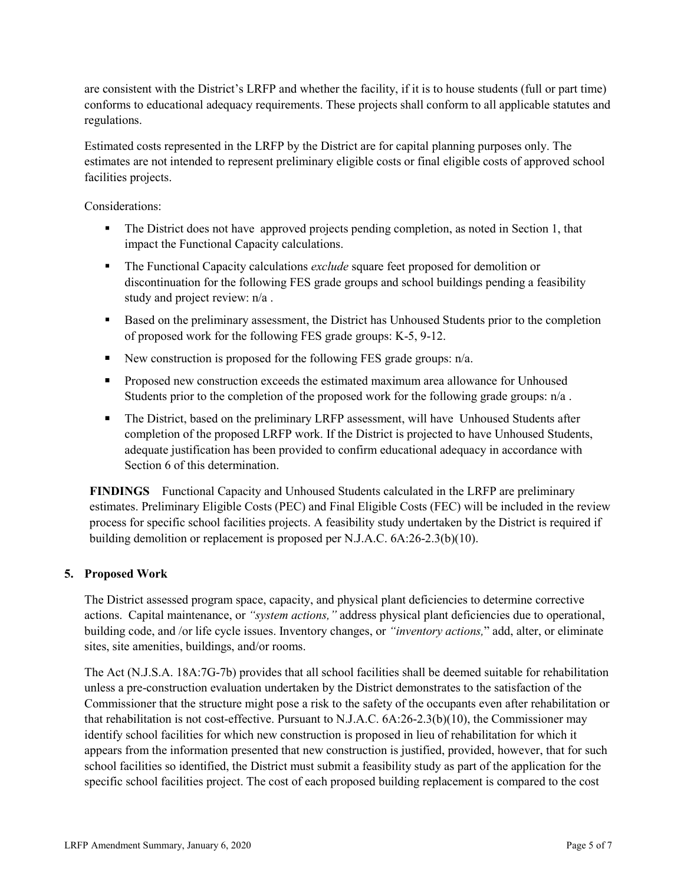are consistent with the District's LRFP and whether the facility, if it is to house students (full or part time) conforms to educational adequacy requirements. These projects shall conform to all applicable statutes and regulations.

Estimated costs represented in the LRFP by the District are for capital planning purposes only. The estimates are not intended to represent preliminary eligible costs or final eligible costs of approved school facilities projects.

Considerations:

- The District does not have approved projects pending completion, as noted in Section 1, that impact the Functional Capacity calculations.
- The Functional Capacity calculations *exclude* square feet proposed for demolition or discontinuation for the following FES grade groups and school buildings pending a feasibility study and project review: n/a .
- Based on the preliminary assessment, the District has Unhoused Students prior to the completion of proposed work for the following FES grade groups: K-5, 9-12.
- New construction is proposed for the following FES grade groups: n/a.
- Proposed new construction exceeds the estimated maximum area allowance for Unhoused Students prior to the completion of the proposed work for the following grade groups: n/a .
- The District, based on the preliminary LRFP assessment, will have Unhoused Students after completion of the proposed LRFP work. If the District is projected to have Unhoused Students, adequate justification has been provided to confirm educational adequacy in accordance with Section 6 of this determination.

**FINDINGS** Functional Capacity and Unhoused Students calculated in the LRFP are preliminary estimates. Preliminary Eligible Costs (PEC) and Final Eligible Costs (FEC) will be included in the review process for specific school facilities projects. A feasibility study undertaken by the District is required if building demolition or replacement is proposed per N.J.A.C. 6A:26-2.3(b)(10).

## 5. Proposed Work

The District assessed program space, capacity, and physical plant deficiencies to determine corrective actions. Capital maintenance, or *"system actions,"* address physical plant deficiencies due to operational, building code, and /or life cycle issues. Inventory changes, or *"inventory actions,"* add, alter, or eliminate sites, site amenities, buildings, and/or rooms.

The Act (N.J.S.A. 18A:7G-7b) provides that all school facilities shall be deemed suitable for rehabilitation unless a pre-construction evaluation undertaken by the District demonstrates to the satisfaction of the Commissioner that the structure might pose a risk to the safety of the occupants even after rehabilitation or that rehabilitation is not cost-effective. Pursuant to N.J.A.C. 6A:26-2.3(b)(10), the Commissioner may identify school facilities for which new construction is proposed in lieu of rehabilitation for which it appears from the information presented that new construction is justified, provided, however, that for such school facilities so identified, the District must submit a feasibility study as part of the application for the specific school facilities project. The cost of each proposed building replacement is compared to the cost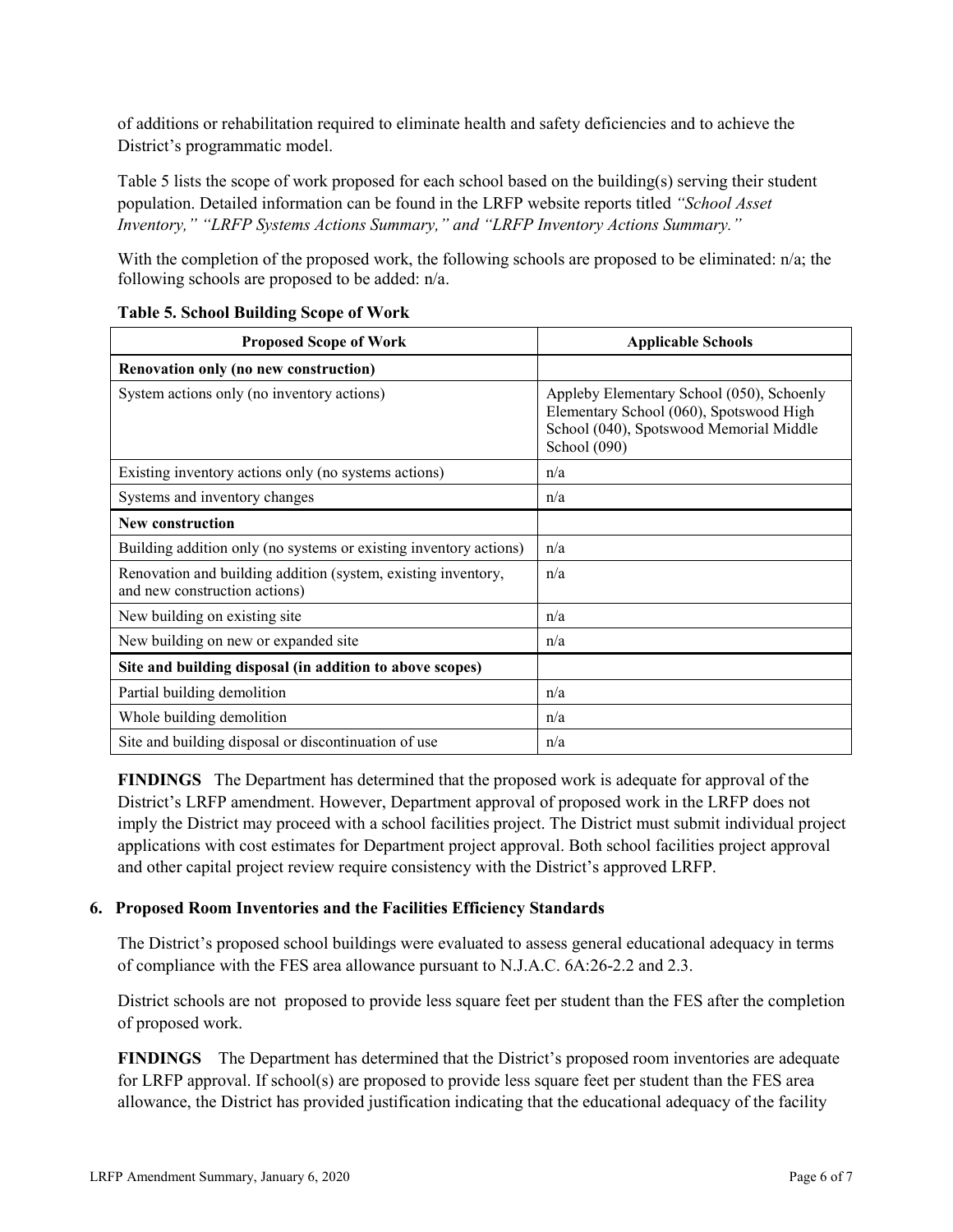of additions or rehabilitation required to eliminate health and safety deficiencies and to achieve the District's programmatic model.

Table 5 lists the scope of work proposed for each school based on the building(s) serving their student population. Detailed information can be found in the LRFP website reports titled *"School Asset Inventory," "LRFP Systems Actions Summary," and "LRFP Inventory Actions Summary."*

With the completion of the proposed work, the following schools are proposed to be eliminated: n/a; the following schools are proposed to be added: n/a.

**Table 5. School Building Scope of Work**

| Proposed Scope of Work | Applicable Schools |
|---|---|
| **Renovation only (no new construction)** | |
| System actions only (no inventory actions) | Appleby Elementary School (050), Schoenly Elementary School (060), Spotswood High School (040), Spotswood Memorial Middle School (090) |
| Existing inventory actions only (no systems actions) | n/a |
| Systems and inventory changes | n/a |
| **New construction** | |
| Building addition only (no systems or existing inventory actions) | n/a |
| Renovation and building addition (system, existing inventory, and new construction actions) | n/a |
| New building on existing site | n/a |
| New building on new or expanded site | n/a |
| **Site and building disposal (in addition to above scopes)** | |
| Partial building demolition | n/a |
| Whole building demolition | n/a |
| Site and building disposal or discontinuation of use | n/a |

**FINDINGS** The Department has determined that the proposed work is adequate for approval of the District's LRFP amendment. However, Department approval of proposed work in the LRFP does not imply the District may proceed with a school facilities project. The District must submit individual project applications with cost estimates for Department project approval. Both school facilities project approval and other capital project review require consistency with the District's approved LRFP.

### 6. Proposed Room Inventories and the Facilities Efficiency Standards

The District's proposed school buildings were evaluated to assess general educational adequacy in terms of compliance with the FES area allowance pursuant to N.J.A.C. 6A:26-2.2 and 2.3.

District schools are not proposed to provide less square feet per student than the FES after the completion of proposed work.

**FINDINGS** The Department has determined that the District's proposed room inventories are adequate for LRFP approval. If school(s) are proposed to provide less square feet per student than the FES area allowance, the District has provided justification indicating that the educational adequacy of the facility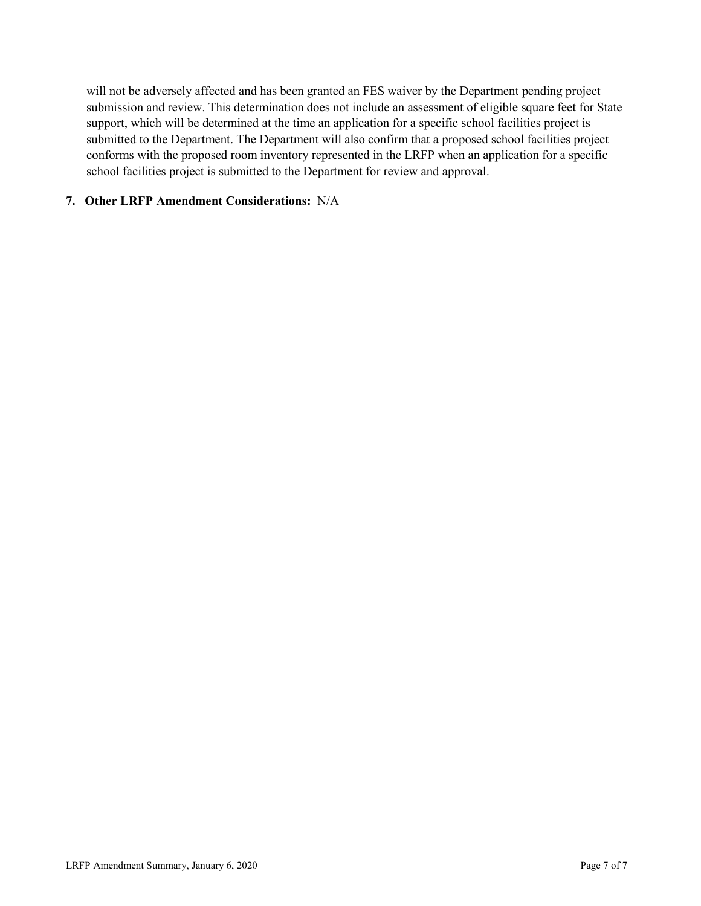will not be adversely affected and has been granted an FES waiver by the Department pending project submission and review. This determination does not include an assessment of eligible square feet for State support, which will be determined at the time an application for a specific school facilities project is submitted to the Department. The Department will also confirm that a proposed school facilities project conforms with the proposed room inventory represented in the LRFP when an application for a specific school facilities project is submitted to the Department for review and approval.

**7. Other LRFP Amendment Considerations:** N/A